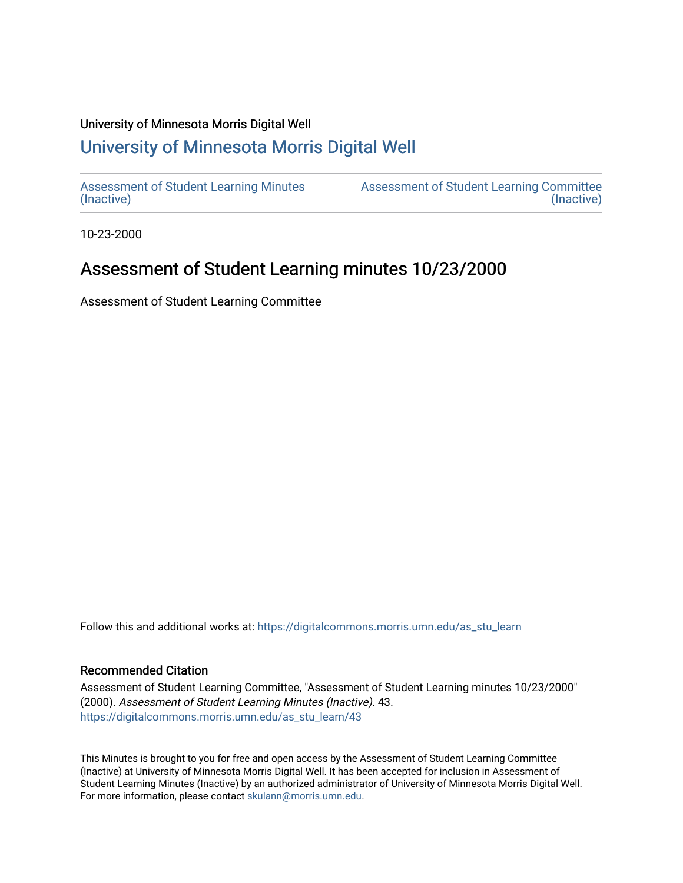University of Minnesota Morris Digital Well

# University of Minnesota Morris Digital Well

Assessment of Student Learning Minutes (Inactive)

Assessment of Student Learning Committee (Inactive)

10-23-2000

## Assessment of Student Learning minutes 10/23/2000

Assessment of Student Learning Committee

Follow this and additional works at: https://digitalcommons.morris.umn.edu/as_stu_learn

### Recommended Citation

Assessment of Student Learning Committee, "Assessment of Student Learning minutes 10/23/2000" (2000). *Assessment of Student Learning Minutes (Inactive)*. 43.
https://digitalcommons.morris.umn.edu/as_stu_learn/43

This Minutes is brought to you for free and open access by the Assessment of Student Learning Committee (Inactive) at University of Minnesota Morris Digital Well. It has been accepted for inclusion in Assessment of Student Learning Minutes (Inactive) by an authorized administrator of University of Minnesota Morris Digital Well. For more information, please contact skulann@morris.umn.edu.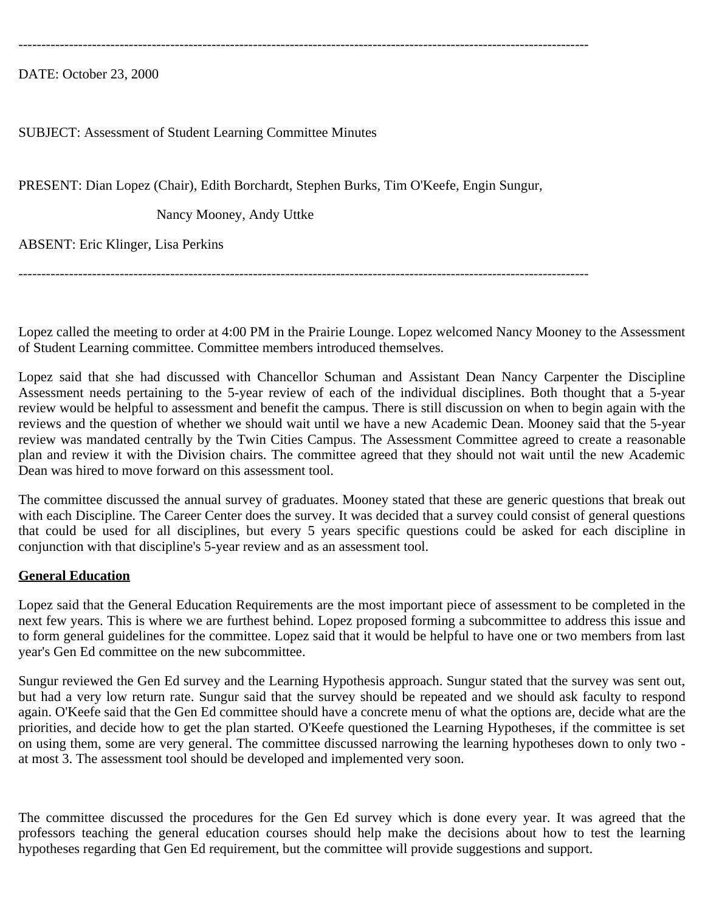---

DATE: October 23, 2000

SUBJECT: Assessment of Student Learning Committee Minutes

PRESENT: Dian Lopez (Chair), Edith Borchardt, Stephen Burks, Tim O'Keefe, Engin Sungur,

Nancy Mooney, Andy Uttke

ABSENT: Eric Klinger, Lisa Perkins

---

Lopez called the meeting to order at 4:00 PM in the Prairie Lounge. Lopez welcomed Nancy Mooney to the Assessment of Student Learning committee. Committee members introduced themselves.

Lopez said that she had discussed with Chancellor Schuman and Assistant Dean Nancy Carpenter the Discipline Assessment needs pertaining to the 5-year review of each of the individual disciplines. Both thought that a 5-year review would be helpful to assessment and benefit the campus. There is still discussion on when to begin again with the reviews and the question of whether we should wait until we have a new Academic Dean. Mooney said that the 5-year review was mandated centrally by the Twin Cities Campus. The Assessment Committee agreed to create a reasonable plan and review it with the Division chairs. The committee agreed that they should not wait until the new Academic Dean was hired to move forward on this assessment tool.

The committee discussed the annual survey of graduates. Mooney stated that these are generic questions that break out with each Discipline. The Career Center does the survey. It was decided that a survey could consist of general questions that could be used for all disciplines, but every 5 years specific questions could be asked for each discipline in conjunction with that discipline's 5-year review and as an assessment tool.

**General Education**

Lopez said that the General Education Requirements are the most important piece of assessment to be completed in the next few years. This is where we are furthest behind. Lopez proposed forming a subcommittee to address this issue and to form general guidelines for the committee. Lopez said that it would be helpful to have one or two members from last year's Gen Ed committee on the new subcommittee.

Sungur reviewed the Gen Ed survey and the Learning Hypothesis approach. Sungur stated that the survey was sent out, but had a very low return rate. Sungur said that the survey should be repeated and we should ask faculty to respond again. O'Keefe said that the Gen Ed committee should have a concrete menu of what the options are, decide what are the priorities, and decide how to get the plan started. O'Keefe questioned the Learning Hypotheses, if the committee is set on using them, some are very general. The committee discussed narrowing the learning hypotheses down to only two - at most 3. The assessment tool should be developed and implemented very soon.

The committee discussed the procedures for the Gen Ed survey which is done every year. It was agreed that the professors teaching the general education courses should help make the decisions about how to test the learning hypotheses regarding that Gen Ed requirement, but the committee will provide suggestions and support.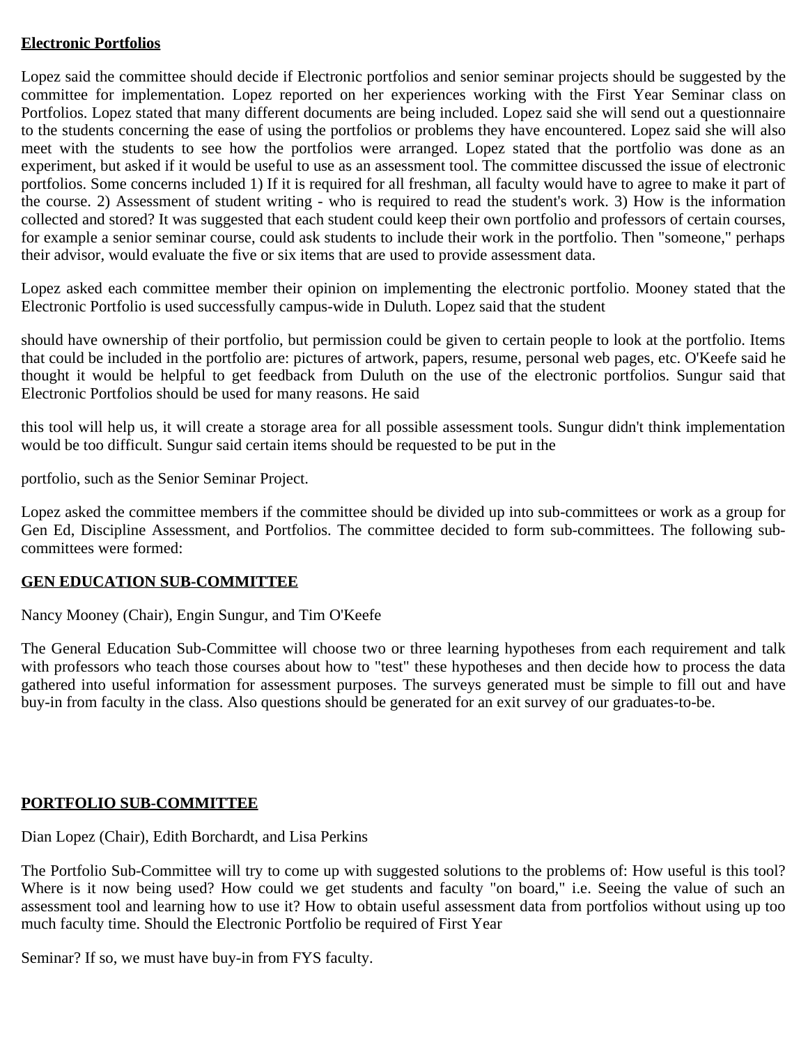**Electronic Portfolios**

Lopez said the committee should decide if Electronic portfolios and senior seminar projects should be suggested by the committee for implementation. Lopez reported on her experiences working with the First Year Seminar class on Portfolios. Lopez stated that many different documents are being included. Lopez said she will send out a questionnaire to the students concerning the ease of using the portfolios or problems they have encountered. Lopez said she will also meet with the students to see how the portfolios were arranged. Lopez stated that the portfolio was done as an experiment, but asked if it would be useful to use as an assessment tool. The committee discussed the issue of electronic portfolios. Some concerns included 1) If it is required for all freshman, all faculty would have to agree to make it part of the course. 2) Assessment of student writing - who is required to read the student's work. 3) How is the information collected and stored? It was suggested that each student could keep their own portfolio and professors of certain courses, for example a senior seminar course, could ask students to include their work in the portfolio. Then "someone," perhaps their advisor, would evaluate the five or six items that are used to provide assessment data.

Lopez asked each committee member their opinion on implementing the electronic portfolio. Mooney stated that the Electronic Portfolio is used successfully campus-wide in Duluth. Lopez said that the student should have ownership of their portfolio, but permission could be given to certain people to look at the portfolio. Items that could be included in the portfolio are: pictures of artwork, papers, resume, personal web pages, etc. O'Keefe said he thought it would be helpful to get feedback from Duluth on the use of the electronic portfolios. Sungur said that Electronic Portfolios should be used for many reasons. He said this tool will help us, it will create a storage area for all possible assessment tools. Sungur didn't think implementation would be too difficult. Sungur said certain items should be requested to be put in the portfolio, such as the Senior Seminar Project.

Lopez asked the committee members if the committee should be divided up into sub-committees or work as a group for Gen Ed, Discipline Assessment, and Portfolios. The committee decided to form sub-committees. The following sub-committees were formed:

**GEN EDUCATION SUB-COMMITTEE**

Nancy Mooney (Chair), Engin Sungur, and Tim O'Keefe

The General Education Sub-Committee will choose two or three learning hypotheses from each requirement and talk with professors who teach those courses about how to "test" these hypotheses and then decide how to process the data gathered into useful information for assessment purposes. The surveys generated must be simple to fill out and have buy-in from faculty in the class. Also questions should be generated for an exit survey of our graduates-to-be.

**PORTFOLIO SUB-COMMITTEE**

Dian Lopez (Chair), Edith Borchardt, and Lisa Perkins

The Portfolio Sub-Committee will try to come up with suggested solutions to the problems of: How useful is this tool? Where is it now being used? How could we get students and faculty "on board," i.e. Seeing the value of such an assessment tool and learning how to use it? How to obtain useful assessment data from portfolios without using up too much faculty time. Should the Electronic Portfolio be required of First Year Seminar? If so, we must have buy-in from FYS faculty.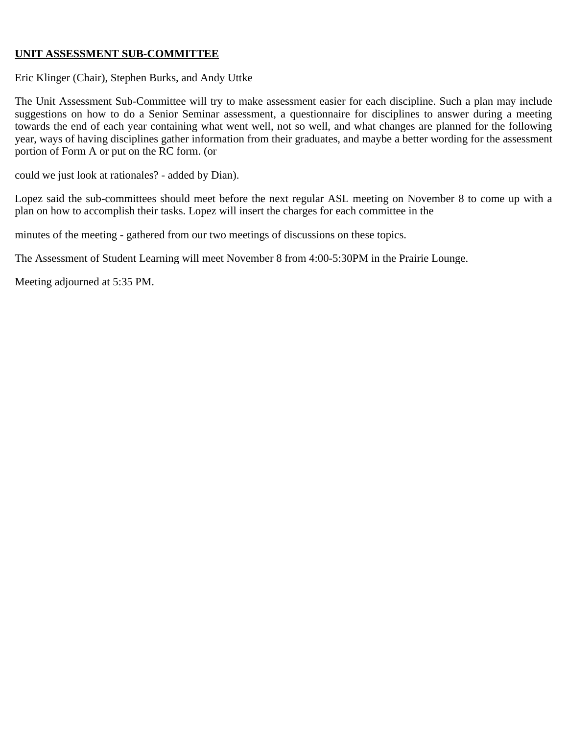**UNIT ASSESSMENT SUB-COMMITTEE**

Eric Klinger (Chair), Stephen Burks, and Andy Uttke

The Unit Assessment Sub-Committee will try to make assessment easier for each discipline. Such a plan may include suggestions on how to do a Senior Seminar assessment, a questionnaire for disciplines to answer during a meeting towards the end of each year containing what went well, not so well, and what changes are planned for the following year, ways of having disciplines gather information from their graduates, and maybe a better wording for the assessment portion of Form A or put on the RC form. (or

could we just look at rationales? - added by Dian).

Lopez said the sub-committees should meet before the next regular ASL meeting on November 8 to come up with a plan on how to accomplish their tasks. Lopez will insert the charges for each committee in the

minutes of the meeting - gathered from our two meetings of discussions on these topics.

The Assessment of Student Learning will meet November 8 from 4:00-5:30PM in the Prairie Lounge.

Meeting adjourned at 5:35 PM.